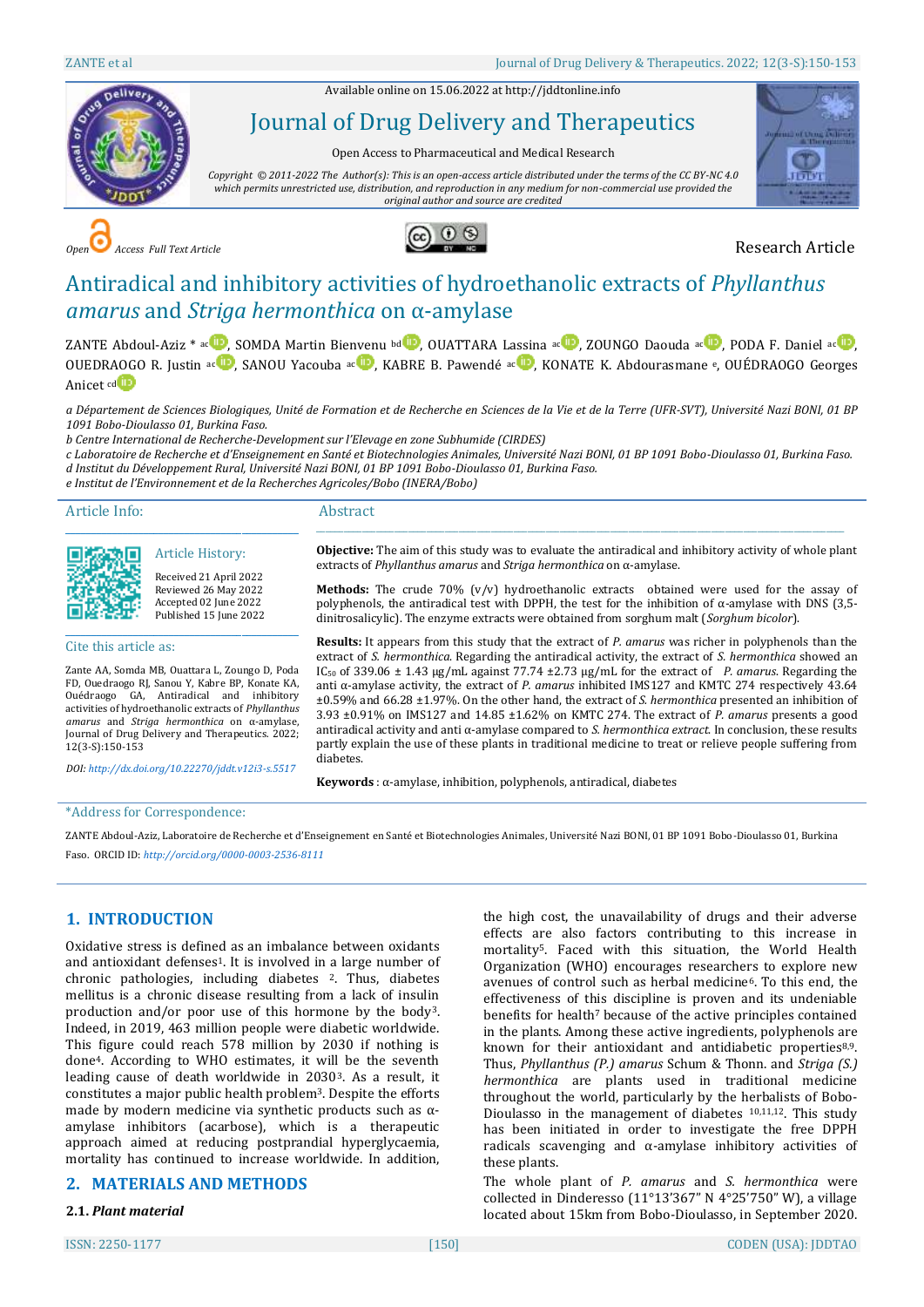Available online on 15.06.2022 at http://jddtonline.info

# Journal of Drug Delivery and Therapeutics

Open Access to Pharmaceutical and Medical Research

*Copyright © 2011-2022 The Author(s): This is an open-access article distributed under the terms of the CC BY-NC 4.0 which permits unrestricted use, distribution, and reproduction in any medium for non-commercial use provided the original author and source are credited*

Open Access Full Text Article

Research Article

# Antiradical and inhibitory activities of hydroethanolic extracts of *Phyllanthus amarus* and *Striga hermonthica* on α-amylase

ZANTE Abdoul-Aziz *[ac], SOMDA Martin Bienvenu [bd], OUATTARA Lassina [ac], ZOUNGO Daouda [ac], PODA F. Daniel [ac], OUEDRAOGO R. Justin [ac], SANOU Yacouba [ac], KABRE B. Pawendé [ac], KONATE K. Abdourasmane [e], OUÉDRAOGO Georges Anicet [cd]

*a Département de Sciences Biologiques, Unité de Formation et de Recherche en Sciences de la Vie et de la Terre (UFR-SVT), Université Nazi BONI, 01 BP 1091 Bobo-Dioulasso 01, Burkina Faso.*
*b Centre International de Recherche-Development sur l'Elevage en zone Subhumide (CIRDES)*
*c Laboratoire de Recherche et d'Enseignement en Santé et Biotechnologies Animales, Université Nazi BONI, 01 BP 1091 Bobo-Dioulasso 01, Burkina Faso.*
*d Institut du Développement Rural, Université Nazi BONI, 01 BP 1091 Bobo-Dioulasso 01, Burkina Faso.*
*e Institut de l'Environnement et de la Recherches Agricoles/Bobo (INERA/Bobo)*

## Article Info:

**Article History:**

Received 21 April 2022
Reviewed 26 May 2022
Accepted 02 June 2022
Published 15 June 2022

**Cite this article as:**

Zante AA, Somda MB, Ouattara L, Zoungo D, Poda FD, Ouedraogo RJ, Sanou Y, Kabre BP, Konate KA, Ouédraogo GA, Antiradical and inhibitory activities of hydroethanolic extracts of *Phyllanthus amarus* and *Striga hermonthica* on α-amylase, Journal of Drug Delivery and Therapeutics. 2022; 12(3-S):150-153

*DOI: http://dx.doi.org/10.22270/jddt.v12i3-s.5517*

## Abstract

**Objective:** The aim of this study was to evaluate the antiradical and inhibitory activity of whole plant extracts of *Phyllanthus amarus* and *Striga hermonthica* on α-amylase.

**Methods:** The crude 70% (v/v) hydroethanolic extracts obtained were used for the assay of polyphenols, the antiradical test with DPPH, the test for the inhibition of α-amylase with DNS (3,5-dinitrosalicylic). The enzyme extracts were obtained from sorghum malt (*Sorghum bicolor*).

**Results:** It appears from this study that the extract of *P. amarus* was richer in polyphenols than the extract of *S. hermonthica*. Regarding the antiradical activity, the extract of *S. hermonthica* showed an $IC_{50}$ of 339.06 ± 1.43 µg/mL against 77.74 ±2.73 µg/mL for the extract of *P. amarus*. Regarding the anti α-amylase activity, the extract of *P. amarus* inhibited IMS127 and KMTC 274 respectively 43.64 ±0.59% and 66.28 ±1.97%. On the other hand, the extract of *S. hermonthica* presented an inhibition of 3.93 ±0.91% on IMS127 and 14.85 ±1.62% on KMTC 274. The extract of *P. amarus* presents a good antiradical activity and anti α-amylase compared to *S. hermonthica extract.* In conclusion, these results partly explain the use of these plants in traditional medicine to treat or relieve people suffering from diabetes.

**Keywords**: α-amylase, inhibition, polyphenols, antiradical, diabetes

*Address for Correspondence:

ZANTE Abdoul-Aziz, Laboratoire de Recherche et d'Enseignement en Santé et Biotechnologies Animales, Université Nazi BONI, 01 BP 1091 Bobo-Dioulasso 01, Burkina Faso. ORCID ID: *http://orcid.org/0000-0003-2536-8111*

## 1. INTRODUCTION

Oxidative stress is defined as an imbalance between oxidants and antioxidant defenses[1]. It is involved in a large number of chronic pathologies, including diabetes [2]. Thus, diabetes mellitus is a chronic disease resulting from a lack of insulin production and/or poor use of this hormone by the body[3]. Indeed, in 2019, 463 million people were diabetic worldwide. This figure could reach 578 million by 2030 if nothing is done[4]. According to WHO estimates, it will be the seventh leading cause of death worldwide in 2030[3]. As a result, it constitutes a major public health problem[3]. Despite the efforts made by modern medicine via synthetic products such as α-amylase inhibitors (acarbose), which is a therapeutic approach aimed at reducing postprandial hyperglycaemia, mortality has continued to increase worldwide. In addition, the high cost, the unavailability of drugs and their adverse effects are also factors contributing to this increase in mortality[5]. Faced with this situation, the World Health Organization (WHO) encourages researchers to explore new avenues of control such as herbal medicine[6]. To this end, the effectiveness of this discipline is proven and its undeniable benefits for health[7] because of the active principles contained in the plants. Among these active ingredients, polyphenols are known for their antioxidant and antidiabetic properties[8,9]. Thus, *Phyllanthus (P.) amarus* Schum & Thonn. and *Striga (S.) hermonthica* are plants used in traditional medicine throughout the world, particularly by the herbalists of Bobo-Dioulasso in the management of diabetes [10,11,12]. This study has been initiated in order to investigate the free DPPH radicals scavenging and α-amylase inhibitory activities of these plants.

## 2. MATERIALS AND METHODS

### 2.1. *Plant material*

The whole plant of *P. amarus* and *S. hermonthica* were collected in Dinderesso (11°13'367" N 4°25'750" W), a village located about 15km from Bobo-Dioulasso, in September 2020.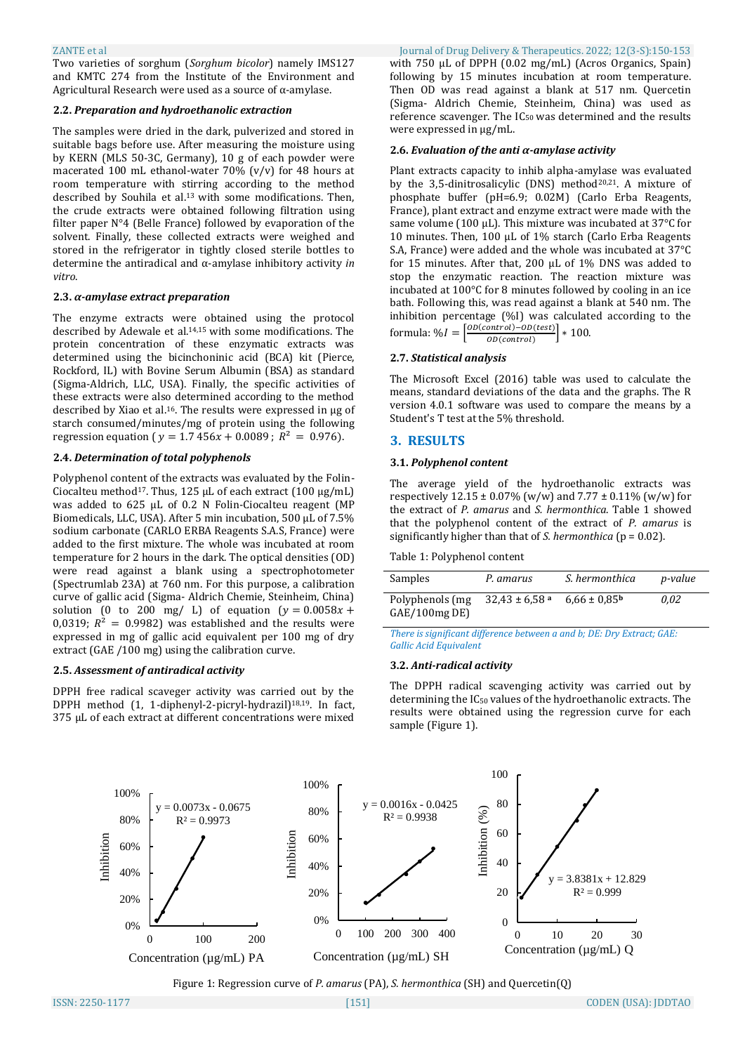Two varieties of sorghum (*Sorghum bicolor*) namely IMS127 and KMTC 274 from the Institute of the Environment and Agricultural Research were used as a source of α-amylase.

### 2.2. *Preparation and hydroethanolic extraction*

The samples were dried in the dark, pulverized and stored in suitable bags before use. After measuring the moisture using by KERN (MLS 50-3C, Germany), 10 g of each powder were macerated 100 mL ethanol-water 70% (v/v) for 48 hours at room temperature with stirring according to the method described by Souhila et al.[13] with some modifications. Then, the crude extracts were obtained following filtration using filter paper N°4 (Belle France) followed by evaporation of the solvent. Finally, these collected extracts were weighed and stored in the refrigerator in tightly closed sterile bottles to determine the antiradical and α-amylase inhibitory activity *in vitro*.

### 2.3. *α-amylase extract preparation*

The enzyme extracts were obtained using the protocol described by Adewale et al.[14,15] with some modifications. The protein concentration of these enzymatic extracts was determined using the bicinchoninic acid (BCA) kit (Pierce, Rockford, IL) with Bovine Serum Albumin (BSA) as standard (Sigma-Aldrich, LLC, USA). Finally, the specific activities of these extracts were also determined according to the method described by Xiao et al.[16]. The results were expressed in μg of starch consumed/minutes/mg of protein using the following regression equation ( $y = 1.7\,456x + 0.0089$ ; $R^2 = 0.976$).

### 2.4. *Determination of total polyphenols*

Polyphenol content of the extracts was evaluated by the Folin-Ciocalteu method[17]. Thus, 125 μL of each extract (100 μg/mL) was added to 625 μL of 0.2 N Folin-Ciocalteu reagent (MP Biomedicals, LLC, USA). After 5 min incubation, 500 μL of 7.5% sodium carbonate (CARLO ERBA Reagents S.A.S, France) were added to the first mixture. The whole was incubated at room temperature for 2 hours in the dark. The optical densities (OD) were read against a blank using a spectrophotometer (Spectrumlab 23A) at 760 nm. For this purpose, a calibration curve of gallic acid (Sigma- Aldrich Chemie, Steinheim, China) solution (0 to 200 mg/ L) of equation ($y = 0.0058x + 0{,}0319$; $R^2 = 0.9982$) was established and the results were expressed in mg of gallic acid equivalent per 100 mg of dry extract (GAE /100 mg) using the calibration curve.

### 2.5. *Assessment of antiradical activity*

DPPH free radical scaveger activity was carried out by the DPPH method (1, 1-diphenyl-2-picryl-hydrazil)[18,19]. In fact, 375 μL of each extract at different concentrations were mixed with 750 μL of DPPH (0.02 mg/mL) (Acros Organics, Spain) following by 15 minutes incubation at room temperature. Then OD was read against a blank at 517 nm. Quercetin (Sigma- Aldrich Chemie, Steinheim, China) was used as reference scavenger. The $IC_{50}$ was determined and the results were expressed in μg/mL.

### 2.6. *Evaluation of the anti α-amylase activity*

Plant extracts capacity to inhib alpha-amylase was evaluated by the 3,5-dinitrosalicylic (DNS) method[20,21]. A mixture of phosphate buffer (pH=6.9; 0.02M) (Carlo Erba Reagents, France), plant extract and enzyme extract were made with the same volume (100 μL). This mixture was incubated at 37°C for 10 minutes. Then, 100 μL of 1% starch (Carlo Erba Reagents S.A, France) were added and the whole was incubated at 37°C for 15 minutes. After that, 200 μL of 1% DNS was added to stop the enzymatic reaction. The reaction mixture was incubated at 100°C for 8 minutes followed by cooling in an ice bath. Following this, was read against a blank at 540 nm. The inhibition percentage (%I) was calculated according to the formula: $\%I = \left[\frac{OD(control) - OD(test)}{OD(control)}\right] * 100$.

### 2.7. *Statistical analysis*

The Microsoft Excel (2016) table was used to calculate the means, standard deviations of the data and the graphs. The R version 4.0.1 software was used to compare the means by a Student's T test at the 5% threshold.

## 3. RESULTS

### 3.1. *Polyphenol content*

The average yield of the hydroethanolic extracts was respectively 12.15 ± 0.07% (w/w) and 7.77 ± 0.11% (w/w) for the extract of *P. amarus* and *S. hermonthica*. Table 1 showed that the polyphenol content of the extract of *P. amarus* is significantly higher than that of *S. hermonthica* (p = 0.02).

Table 1: Polyphenol content

| Samples | *P. amarus* | *S. hermonthica* | *p-value* |
|---|---|---|---|
| Polyphenols (mg GAE/100mg DE) | 32,43 ± 6,58 [a] | 6,66 ± 0,85[b] | *0,02* |

*There is significant difference between a and b; DE: Dry Extract; GAE: Gallic Acid Equivalent*

### 3.2. *Anti-radical activity*

The DPPH radical scavenging activity was carried out by determining the $IC_{50}$ values of the hydroethanolic extracts. The results were obtained using the regression curve for each sample (Figure 1).

Figure 1: Regression curve of *P. amarus* (PA), *S. hermonthica* (SH) and Quercetin(Q)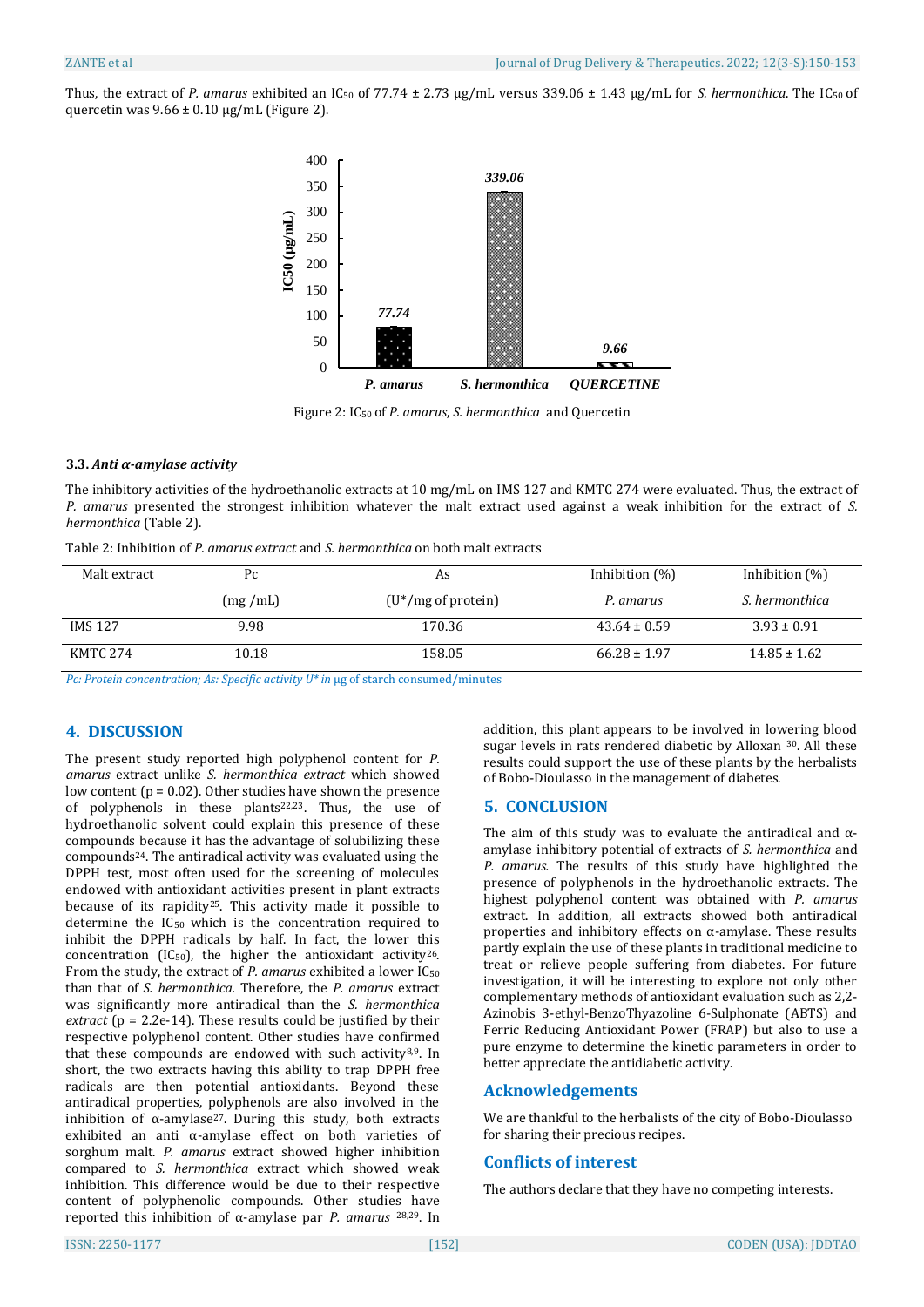Thus, the extract of *P. amarus* exhibited an $IC_{50}$ of 77.74 ± 2.73 µg/mL versus 339.06 ± 1.43 µg/mL for *S. hermonthica*. The $IC_{50}$ of quercetin was 9.66 ± 0.10 µg/mL (Figure 2).

Figure 2: $IC_{50}$ of *P. amarus*, *S. hermonthica* and Quercetin

### 3.3. *Anti α-amylase activity*

The inhibitory activities of the hydroethanolic extracts at 10 mg/mL on IMS 127 and KMTC 274 were evaluated. Thus, the extract of *P. amarus* presented the strongest inhibition whatever the malt extract used against a weak inhibition for the extract of *S. hermonthica* (Table 2).

Table 2: Inhibition of *P. amarus extract* and *S. hermonthica* on both malt extracts

| Malt extract | Pc (mg /mL) | As (U*/mg of protein) | Inhibition (%) *P. amarus* | Inhibition (%) *S. hermonthica* |
|---|---|---|---|---|
| IMS 127 | 9.98 | 170.36 | 43.64 ± 0.59 | 3.93 ± 0.91 |
| KMTC 274 | 10.18 | 158.05 | 66.28 ± 1.97 | 14.85 ± 1.62 |

*Pc: Protein concentration; As: Specific activity U* in* µg of starch consumed/minutes

## 4. DISCUSSION

The present study reported high polyphenol content for *P. amarus* extract unlike *S. hermonthica extract* which showed low content ($p = 0.02$). Other studies have shown the presence of polyphenols in these plants[22,23]. Thus, the use of hydroethanolic solvent could explain this presence of these compounds because it has the advantage of solubilizing these compounds[24]. The antiradical activity was evaluated using the DPPH test, most often used for the screening of molecules endowed with antioxidant activities present in plant extracts because of its rapidity[25]. This activity made it possible to determine the $IC_{50}$ which is the concentration required to inhibit the DPPH radicals by half. In fact, the lower this concentration ($IC_{50}$), the higher the antioxidant activity[26]. From the study, the extract of *P. amarus* exhibited a lower $IC_{50}$ than that of *S. hermonthica*. Therefore, the *P. amarus* extract was significantly more antiradical than the *S. hermonthica extract* ($p = 2.2e-14$). These results could be justified by their respective polyphenol content. Other studies have confirmed that these compounds are endowed with such activity[8,9]. In short, the two extracts having this ability to trap DPPH free radicals are then potential antioxidants. Beyond these antiradical properties, polyphenols are also involved in the inhibition of α-amylase[27]. During this study, both extracts exhibited an anti α-amylase effect on both varieties of sorghum malt. *P. amarus* extract showed higher inhibition compared to *S. hermonthica* extract which showed weak inhibition. This difference would be due to their respective content of polyphenolic compounds. Other studies have reported this inhibition of α-amylase par *P. amarus* [28,29]. In addition, this plant appears to be involved in lowering blood sugar levels in rats rendered diabetic by Alloxan [30]. All these results could support the use of these plants by the herbalists of Bobo-Dioulasso in the management of diabetes.

## 5. CONCLUSION

The aim of this study was to evaluate the antiradical and α-amylase inhibitory potential of extracts of *S. hermonthica* and *P. amarus*. The results of this study have highlighted the presence of polyphenols in the hydroethanolic extracts. The highest polyphenol content was obtained with *P. amarus* extract. In addition, all extracts showed both antiradical properties and inhibitory effects on α-amylase. These results partly explain the use of these plants in traditional medicine to treat or relieve people suffering from diabetes. For future investigation, it will be interesting to explore not only other complementary methods of antioxidant evaluation such as 2,2-Azinobis 3-ethyl-BenzoThyazoline 6-Sulphonate (ABTS) and Ferric Reducing Antioxidant Power (FRAP) but also to use a pure enzyme to determine the kinetic parameters in order to better appreciate the antidiabetic activity.

## Acknowledgements

We are thankful to the herbalists of the city of Bobo-Dioulasso for sharing their precious recipes.

## Conflicts of interest

The authors declare that they have no competing interests.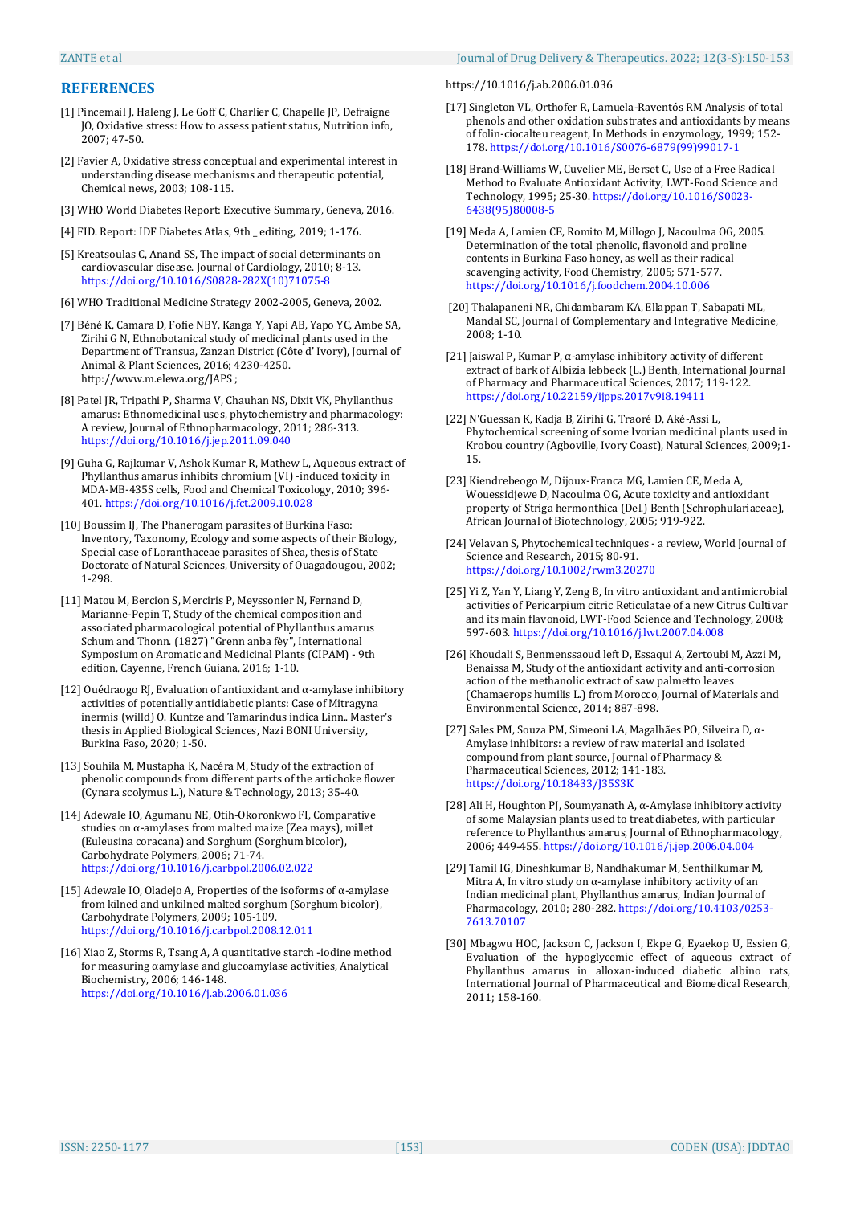## REFERENCES

[1] Pincemail J, Haleng J, Le Goff C, Charlier C, Chapelle JP, Defraigne JO, Oxidative stress: How to assess patient status, Nutrition info, 2007; 47-50.

[2] Favier A, Oxidative stress conceptual and experimental interest in understanding disease mechanisms and therapeutic potential, Chemical news, 2003; 108-115.

[3] WHO World Diabetes Report: Executive Summary, Geneva, 2016.

[4] FID. Report: IDF Diabetes Atlas, 9th _ editing, 2019; 1-176.

[5] Kreatsoulas C, Anand SS, The impact of social determinants on cardiovascular disease. Journal of Cardiology, 2010; 8-13. https://doi.org/10.1016/S0828-282X(10)71075-8

[6] WHO Traditional Medicine Strategy 2002-2005, Geneva, 2002.

[7] Béné K, Camara D, Fofie NBY, Kanga Y, Yapi AB, Yapo YC, Ambe SA, Zirihi G N, Ethnobotanical study of medicinal plants used in the Department of Transua, Zanzan District (Côte d' Ivory), Journal of Animal & Plant Sciences, 2016; 4230-4250. http://www.m.elewa.org/JAPS ;

[8] Patel JR, Tripathi P, Sharma V, Chauhan NS, Dixit VK, Phyllanthus amarus: Ethnomedicinal uses, phytochemistry and pharmacology: A review, Journal of Ethnopharmacology, 2011; 286-313. https://doi.org/10.1016/j.jep.2011.09.040

[9] Guha G, Rajkumar V, Ashok Kumar R, Mathew L, Aqueous extract of Phyllanthus amarus inhibits chromium (VI) -induced toxicity in MDA-MB-435S cells, Food and Chemical Toxicology, 2010; 396-401. https://doi.org/10.1016/j.fct.2009.10.028

[10] Boussim IJ, The Phanerogam parasites of Burkina Faso: Inventory, Taxonomy, Ecology and some aspects of their Biology, Special case of Loranthaceae parasites of Shea, thesis of State Doctorate of Natural Sciences, University of Ouagadougou, 2002; 1-298.

[11] Matou M, Bercion S, Merciris P, Meyssonier N, Fernand D, Marianne-Pepin T, Study of the chemical composition and associated pharmacological potential of Phyllanthus amarus Schum and Thonn. (1827) "Grenn anba fèy", International Symposium on Aromatic and Medicinal Plants (CIPAM) - 9th edition, Cayenne, French Guiana, 2016; 1-10.

[12] Ouédraogo RJ, Evaluation of antioxidant and α-amylase inhibitory activities of potentially antidiabetic plants: Case of Mitragyna inermis (willd) O. Kuntze and Tamarindus indica Linn.. Master's thesis in Applied Biological Sciences, Nazi BONI University, Burkina Faso, 2020; 1-50.

[13] Souhila M, Mustapha K, Nacéra M, Study of the extraction of phenolic compounds from different parts of the artichoke flower (Cynara scolymus L.), Nature & Technology, 2013; 35-40.

[14] Adewale IO, Agumanu NE, Otih-Okoronkwo FI, Comparative studies on α-amylases from malted maize (Zea mays), millet (Euleusina coracana) and Sorghum (Sorghum bicolor), Carbohydrate Polymers, 2006; 71-74. https://doi.org/10.1016/j.carbpol.2006.02.022

[15] Adewale IO, Oladejo A, Properties of the isoforms of α-amylase from kilned and unkilned malted sorghum (Sorghum bicolor), Carbohydrate Polymers, 2009; 105-109. https://doi.org/10.1016/j.carbpol.2008.12.011

[16] Xiao Z, Storms R, Tsang A, A quantitative starch -iodine method for measuring αamylase and glucoamylase activities, Analytical Biochemistry, 2006; 146-148. https://doi.org/10.1016/j.ab.2006.01.036 https://10.1016/j.ab.2006.01.036

[17] Singleton VL, Orthofer R, Lamuela-Raventós RM Analysis of total phenols and other oxidation substrates and antioxidants by means of folin-ciocalteu reagent, In Methods in enzymology, 1999; 152-178. https://doi.org/10.1016/S0076-6879(99)99017-1

[18] Brand-Williams W, Cuvelier ME, Berset C, Use of a Free Radical Method to Evaluate Antioxidant Activity, LWT-Food Science and Technology, 1995; 25-30. https://doi.org/10.1016/S0023-6438(95)80008-5

[19] Meda A, Lamien CE, Romito M, Millogo J, Nacoulma OG, 2005. Determination of the total phenolic, flavonoid and proline contents in Burkina Faso honey, as well as their radical scavenging activity, Food Chemistry, 2005; 571-577. https://doi.org/10.1016/j.foodchem.2004.10.006

[20] Thalapaneni NR, Chidambaram KA, Ellappan T, Sabapati ML, Mandal SC, Journal of Complementary and Integrative Medicine, 2008; 1-10.

[21] Jaiswal P, Kumar P, α-amylase inhibitory activity of different extract of bark of Albizia lebbeck (L.) Benth, International Journal of Pharmacy and Pharmaceutical Sciences, 2017; 119-122. https://doi.org/10.22159/ijpps.2017v9i8.19411

[22] N'Guessan K, Kadja B, Zirihi G, Traoré D, Aké-Assi L, Phytochemical screening of some Ivorian medicinal plants used in Krobou country (Agboville, Ivory Coast), Natural Sciences, 2009;1-15.

[23] Kiendrebeogo M, Dijoux-Franca MG, Lamien CE, Meda A, Wouessidjewe D, Nacoulma OG, Acute toxicity and antioxidant property of Striga hermonthica (Del.) Benth (Schrophulariaceae), African Journal of Biotechnology, 2005; 919-922.

[24] Velavan S, Phytochemical techniques - a review, World Journal of Science and Research, 2015; 80-91. https://doi.org/10.1002/rwm3.20270

[25] Yi Z, Yan Y, Liang Y, Zeng B, In vitro antioxidant and antimicrobial activities of Pericarpium citric Reticulatae of a new Citrus Cultivar and its main flavonoid, LWT-Food Science and Technology, 2008; 597-603. https://doi.org/10.1016/j.lwt.2007.04.008

[26] Khoudali S, Benmenssaoud left D, Essaqui A, Zertoubi M, Azzi M, Benaissa M, Study of the antioxidant activity and anti-corrosion action of the methanolic extract of saw palmetto leaves (Chamaerops humilis L.) from Morocco, Journal of Materials and Environmental Science, 2014; 887-898.

[27] Sales PM, Souza PM, Simeoni LA, Magalhães PO, Silveira D, α-Amylase inhibitors: a review of raw material and isolated compound from plant source, Journal of Pharmacy & Pharmaceutical Sciences, 2012; 141-183. https://doi.org/10.18433/J35S3K

[28] Ali H, Houghton PJ, Soumyanath A, α-Amylase inhibitory activity of some Malaysian plants used to treat diabetes, with particular reference to Phyllanthus amarus, Journal of Ethnopharmacology, 2006; 449-455. https://doi.org/10.1016/j.jep.2006.04.004

[29] Tamil IG, Dineshkumar B, Nandhakumar M, Senthilkumar M, Mitra A, In vitro study on α-amylase inhibitory activity of an Indian medicinal plant, Phyllanthus amarus, Indian Journal of Pharmacology, 2010; 280-282. https://doi.org/10.4103/0253-7613.70107

[30] Mbagwu HOC, Jackson C, Jackson I, Ekpe G, Eyaekop U, Essien G, Evaluation of the hypoglycemic effect of aqueous extract of Phyllanthus amarus in alloxan-induced diabetic albino rats, International Journal of Pharmaceutical and Biomedical Research, 2011; 158-160.